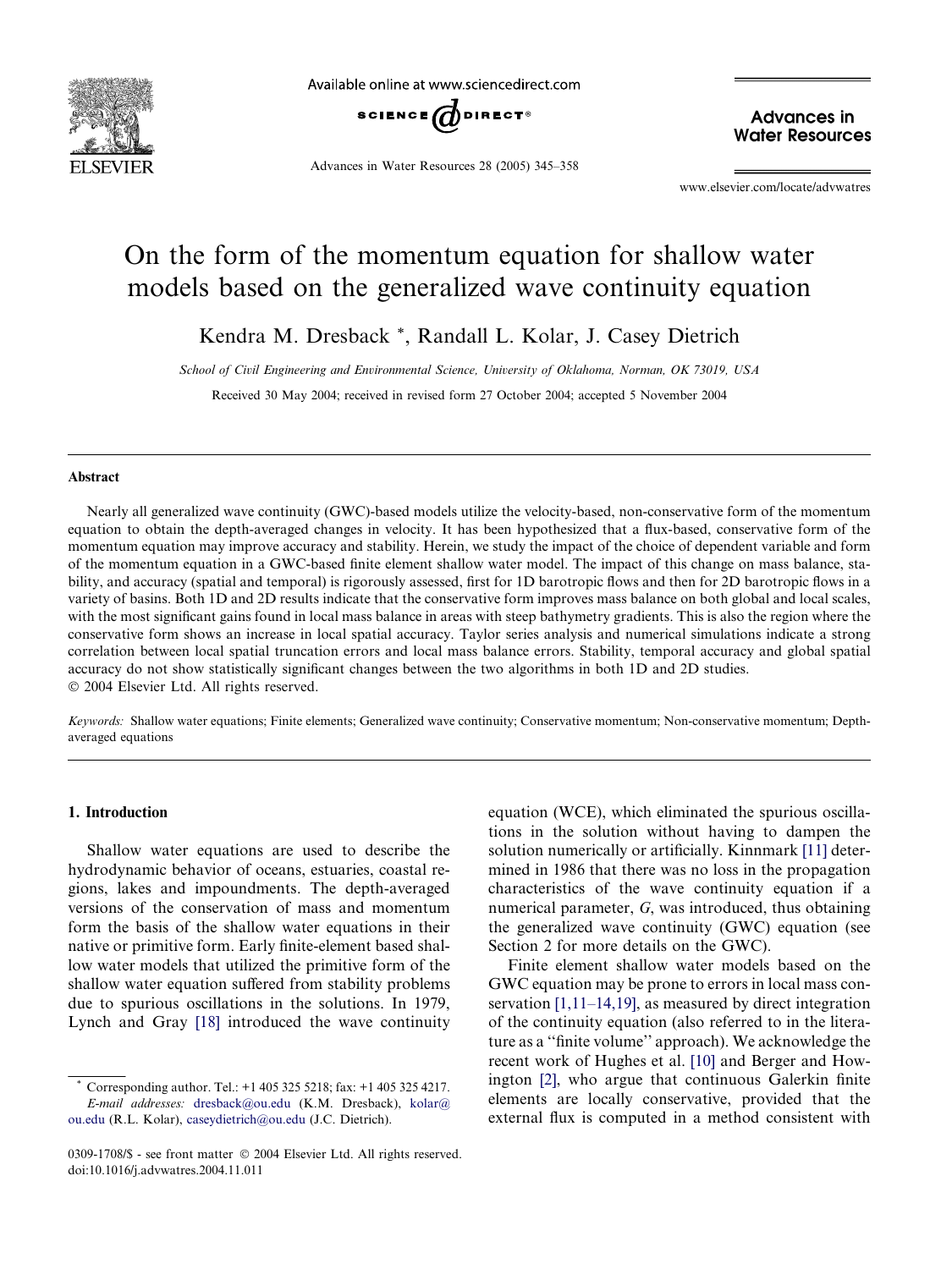# On the form of the momentum equation for shallow water models based on the generalized wave continuity equation

Kendra M. Dresback *, Randall L. Kolar, J. Casey Dietrich

*School of Civil Engineering and Environmental Science, University of Oklahoma, Norman, OK 73019, USA*

Received 30 May 2004; received in revised form 27 October 2004; accepted 5 November 2004

## Abstract

Nearly all generalized wave continuity (GWC)-based models utilize the velocity-based, non-conservative form of the momentum equation to obtain the depth-averaged changes in velocity. It has been hypothesized that a flux-based, conservative form of the momentum equation may improve accuracy and stability. Herein, we study the impact of the choice of dependent variable and form of the momentum equation in a GWC-based finite element shallow water model. The impact of this change on mass balance, stability, and accuracy (spatial and temporal) is rigorously assessed, first for 1D barotropic flows and then for 2D barotropic flows in a variety of basins. Both 1D and 2D results indicate that the conservative form improves mass balance on both global and local scales, with the most significant gains found in local mass balance in areas with steep bathymetry gradients. This is also the region where the conservative form shows an increase in local spatial accuracy. Taylor series analysis and numerical simulations indicate a strong correlation between local spatial truncation errors and local mass balance errors. Stability, temporal accuracy and global spatial accuracy do not show statistically significant changes between the two algorithms in both 1D and 2D studies.
© 2004 Elsevier Ltd. All rights reserved.

*Keywords:* Shallow water equations; Finite elements; Generalized wave continuity; Conservative momentum; Non-conservative momentum; Depth-averaged equations

## 1. Introduction

Shallow water equations are used to describe the hydrodynamic behavior of oceans, estuaries, coastal regions, lakes and impoundments. The depth-averaged versions of the conservation of mass and momentum form the basis of the shallow water equations in their native or primitive form. Early finite-element based shallow water models that utilized the primitive form of the shallow water equation suffered from stability problems due to spurious oscillations in the solutions. In 1979, Lynch and Gray [18] introduced the wave continuity equation (WCE), which eliminated the spurious oscillations in the solution without having to dampen the solution numerically or artificially. Kinnmark [11] determined in 1986 that there was no loss in the propagation characteristics of the wave continuity equation if a numerical parameter, $G$, was introduced, thus obtaining the generalized wave continuity (GWC) equation (see Section 2 for more details on the GWC).

Finite element shallow water models based on the GWC equation may be prone to errors in local mass conservation [1,11–14,19], as measured by direct integration of the continuity equation (also referred to in the literature as a "finite volume" approach). We acknowledge the recent work of Hughes et al. [10] and Berger and Howington [2], who argue that continuous Galerkin finite elements are locally conservative, provided that the external flux is computed in a method consistent with

* Corresponding author. Tel.: +1 405 325 5218; fax: +1 405 325 4217.
*E-mail addresses:* dresback@ou.edu (K.M. Dresback), kolar@ou.edu (R.L. Kolar), caseydietrich@ou.edu (J.C. Dietrich).

0309-1708/$ - see front matter © 2004 Elsevier Ltd. All rights reserved.
doi:10.1016/j.advwatres.2004.11.011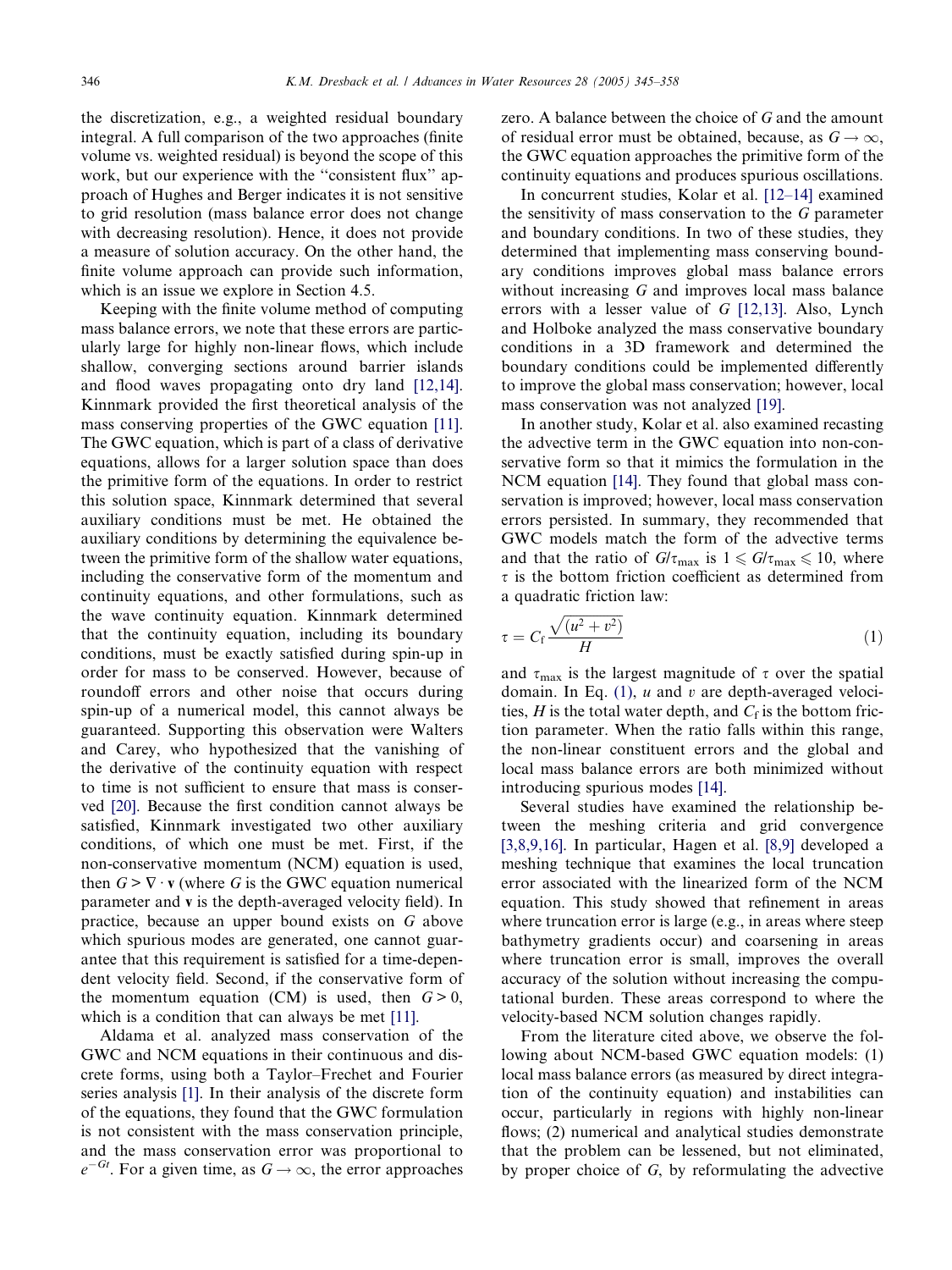the discretization, e.g., a weighted residual boundary integral. A full comparison of the two approaches (finite volume vs. weighted residual) is beyond the scope of this work, but our experience with the "consistent flux" approach of Hughes and Berger indicates it is not sensitive to grid resolution (mass balance error does not change with decreasing resolution). Hence, it does not provide a measure of solution accuracy. On the other hand, the finite volume approach can provide such information, which is an issue we explore in Section 4.5.

Keeping with the finite volume method of computing mass balance errors, we note that these errors are particularly large for highly non-linear flows, which include shallow, converging sections around barrier islands and flood waves propagating onto dry land [12,14]. Kinnmark provided the first theoretical analysis of the mass conserving properties of the GWC equation [11]. The GWC equation, which is part of a class of derivative equations, allows for a larger solution space than does the primitive form of the equations. In order to restrict this solution space, Kinnmark determined that several auxiliary conditions must be met. He obtained the auxiliary conditions by determining the equivalence between the primitive form of the shallow water equations, including the conservative form of the momentum and continuity equations, and other formulations, such as the wave continuity equation. Kinnmark determined that the continuity equation, including its boundary conditions, must be exactly satisfied during spin-up in order for mass to be conserved. However, because of roundoff errors and other noise that occurs during spin-up of a numerical model, this cannot always be guaranteed. Supporting this observation were Walters and Carey, who hypothesized that the vanishing of the derivative of the continuity equation with respect to time is not sufficient to ensure that mass is conserved [20]. Because the first condition cannot always be satisfied, Kinnmark investigated two other auxiliary conditions, of which one must be met. First, if the non-conservative momentum (NCM) equation is used, then $G > \nabla \cdot \mathbf{v}$ (where $G$ is the GWC equation numerical parameter and $\mathbf{v}$ is the depth-averaged velocity field). In practice, because an upper bound exists on $G$ above which spurious modes are generated, one cannot guarantee that this requirement is satisfied for a time-dependent velocity field. Second, if the conservative form of the momentum equation (CM) is used, then $G > 0$, which is a condition that can always be met [11].

Aldama et al. analyzed mass conservation of the GWC and NCM equations in their continuous and discrete forms, using both a Taylor–Frechet and Fourier series analysis [1]. In their analysis of the discrete form of the equations, they found that the GWC formulation is not consistent with the mass conservation principle, and the mass conservation error was proportional to $e^{-Gt}$. For a given time, as $G \to \infty$, the error approaches zero. A balance between the choice of $G$ and the amount of residual error must be obtained, because, as $G \to \infty$, the GWC equation approaches the primitive form of the continuity equations and produces spurious oscillations.

In concurrent studies, Kolar et al. [12–14] examined the sensitivity of mass conservation to the $G$ parameter and boundary conditions. In two of these studies, they determined that implementing mass conserving boundary conditions improves global mass balance errors without increasing $G$ and improves local mass balance errors with a lesser value of $G$ [12,13]. Also, Lynch and Holboke analyzed the mass conservative boundary conditions in a 3D framework and determined the boundary conditions could be implemented differently to improve the global mass conservation; however, local mass conservation was not analyzed [19].

In another study, Kolar et al. also examined recasting the advective term in the GWC equation into non-conservative form so that it mimics the formulation in the NCM equation [14]. They found that global mass conservation is improved; however, local mass conservation errors persisted. In summary, they recommended that GWC models match the form of the advective terms and that the ratio of $G/\tau_{\max}$ is $1 \leqslant G/\tau_{\max} \leqslant 10$, where $\tau$ is the bottom friction coefficient as determined from a quadratic friction law:

$$\tau = C_{\mathrm{f}} \frac{\sqrt{(u^2 + v^2)}}{H} \tag{1}$$

and $\tau_{\max}$ is the largest magnitude of $\tau$ over the spatial domain. In Eq. (1), $u$ and $v$ are depth-averaged velocities, $H$ is the total water depth, and $C_{\mathrm{f}}$ is the bottom friction parameter. When the ratio falls within this range, the non-linear constituent errors and the global and local mass balance errors are both minimized without introducing spurious modes [14].

Several studies have examined the relationship between the meshing criteria and grid convergence [3,8,9,16]. In particular, Hagen et al. [8,9] developed a meshing technique that examines the local truncation error associated with the linearized form of the NCM equation. This study showed that refinement in areas where truncation error is large (e.g., in areas where steep bathymetry gradients occur) and coarsening in areas where truncation error is small, improves the overall accuracy of the solution without increasing the computational burden. These areas correspond to where the velocity-based NCM solution changes rapidly.

From the literature cited above, we observe the following about NCM-based GWC equation models: (1) local mass balance errors (as measured by direct integration of the continuity equation) and instabilities can occur, particularly in regions with highly non-linear flows; (2) numerical and analytical studies demonstrate that the problem can be lessened, but not eliminated, by proper choice of $G$, by reformulating the advective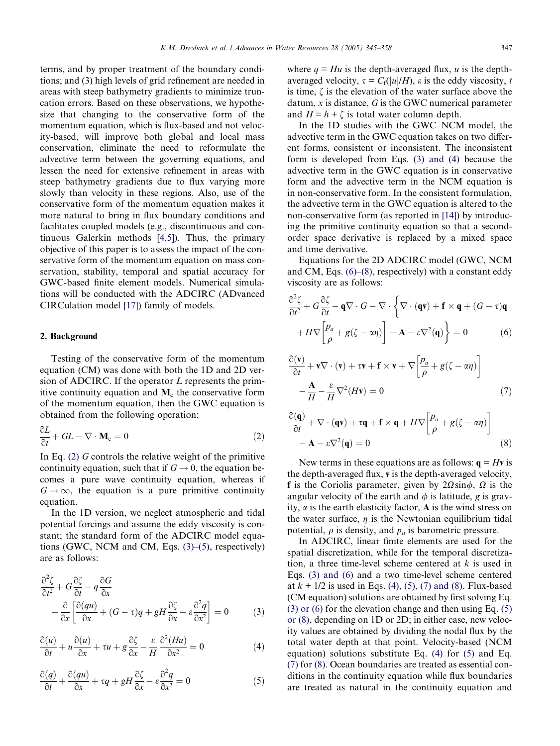terms, and by proper treatment of the boundary conditions; and (3) high levels of grid refinement are needed in areas with steep bathymetry gradients to minimize truncation errors. Based on these observations, we hypothesize that changing to the conservative form of the momentum equation, which is flux-based and not velocity-based, will improve both global and local mass conservation, eliminate the need to reformulate the advective term between the governing equations, and lessen the need for extensive refinement in areas with steep bathymetry gradients due to flux varying more slowly than velocity in these regions. Also, use of the conservative form of the momentum equation makes it more natural to bring in flux boundary conditions and facilitates coupled models (e.g., discontinuous and continuous Galerkin methods [4,5]). Thus, the primary objective of this paper is to assess the impact of the conservative form of the momentum equation on mass conservation, stability, temporal and spatial accuracy for GWC-based finite element models. Numerical simulations will be conducted with the ADCIRC (ADvanced CIRCulation model [17]) family of models.

## 2. Background

Testing of the conservative form of the momentum equation (CM) was done with both the 1D and 2D version of ADCIRC. If the operator $L$ represents the primitive continuity equation and $\mathbf{M}_c$ the conservative form of the momentum equation, then the GWC equation is obtained from the following operation:

$$\frac{\partial L}{\partial t} + GL - \nabla \cdot \mathbf{M}_c = 0 \tag{2}$$

In Eq. (2) $G$ controls the relative weight of the primitive continuity equation, such that if $G \to 0$, the equation becomes a pure wave continuity equation, whereas if $G \to \infty$, the equation is a pure primitive continuity equation.

In the 1D version, we neglect atmospheric and tidal potential forcings and assume the eddy viscosity is constant; the standard form of the ADCIRC model equations (GWC, NCM and CM, Eqs. (3)–(5), respectively) are as follows:

$$\frac{\partial^2 \zeta}{\partial t^2} + G\frac{\partial \zeta}{\partial t} - q\frac{\partial G}{\partial x} - \frac{\partial}{\partial x}\left[\frac{\partial (qu)}{\partial x} + (G-\tau)q + gH\frac{\partial \zeta}{\partial x} - \varepsilon\frac{\partial^2 q}{\partial x^2}\right] = 0 \tag{3}$$

$$\frac{\partial (u)}{\partial t} + u\frac{\partial (u)}{\partial x} + \tau u + g\frac{\partial \zeta}{\partial x} - \frac{\varepsilon}{H}\frac{\partial^2 (Hu)}{\partial x^2} = 0 \tag{4}$$

$$\frac{\partial (q)}{\partial t} + \frac{\partial (qu)}{\partial x} + \tau q + gH\frac{\partial \zeta}{\partial x} - \varepsilon\frac{\partial^2 q}{\partial x^2} = 0 \tag{5}$$

where $q = Hu$ is the depth-averaged flux, $u$ is the depth-averaged velocity, $\tau = C_f(|u|/H)$, $\varepsilon$ is the eddy viscosity, $t$ is time, $\zeta$ is the elevation of the water surface above the datum, $x$ is distance, $G$ is the GWC numerical parameter and $H = h + \zeta$ is total water column depth.

In the 1D studies with the GWC–NCM model, the advective term in the GWC equation takes on two different forms, consistent or inconsistent. The inconsistent form is developed from Eqs. (3) and (4) because the advective term in the GWC equation is in conservative form and the advective term in the NCM equation is in non-conservative form. In the consistent formulation, the advective term in the GWC equation is altered to the non-conservative form (as reported in [14]) by introducing the primitive continuity equation so that a second-order space derivative is replaced by a mixed space and time derivative.

Equations for the 2D ADCIRC model (GWC, NCM and CM, Eqs. (6)–(8), respectively) with a constant eddy viscosity are as follows:

$$\frac{\partial^2 \zeta}{\partial t^2} + G\frac{\partial \zeta}{\partial t} - \mathbf{q}\nabla \cdot G - \nabla \cdot \left\{\nabla \cdot (\mathbf{q}\mathbf{v}) + \mathbf{f} \times \mathbf{q} + (G-\tau)\mathbf{q} + H\nabla\left[\frac{p_a}{\rho} + g(\zeta - \alpha\eta)\right] - \mathbf{A} - \varepsilon\nabla^2(\mathbf{q})\right\} = 0 \tag{6}$$

$$\frac{\partial (\mathbf{v})}{\partial t} + \mathbf{v}\nabla \cdot (\mathbf{v}) + \tau\mathbf{v} + \mathbf{f} \times \mathbf{v} + \nabla\left[\frac{p_a}{\rho} + g(\zeta - \alpha\eta)\right] - \frac{\mathbf{A}}{H} - \frac{\varepsilon}{H}\nabla^2(H\mathbf{v}) = 0 \tag{7}$$

$$\frac{\partial (\mathbf{q})}{\partial t} + \nabla \cdot (\mathbf{q}\mathbf{v}) + \tau\mathbf{q} + \mathbf{f} \times \mathbf{q} + H\nabla\left[\frac{p_a}{\rho} + g(\zeta - \alpha\eta)\right] - \mathbf{A} - \varepsilon\nabla^2(\mathbf{q}) = 0 \tag{8}$$

New terms in these equations are as follows: $\mathbf{q} = H\mathbf{v}$ is the depth-averaged flux, $\mathbf{v}$ is the depth-averaged velocity, $\mathbf{f}$ is the Coriolis parameter, given by $2\Omega\sin\phi$, $\Omega$ is the angular velocity of the earth and $\phi$ is latitude, $g$ is gravity, $\alpha$ is the earth elasticity factor, $\mathbf{A}$ is the wind stress on the water surface, $\eta$ is the Newtonian equilibrium tidal potential, $\rho$ is density, and $p_a$ is barometric pressure.

In ADCIRC, linear finite elements are used for the spatial discretization, while for the temporal discretization, a three time-level scheme centered at $k$ is used in Eqs. (3) and (6) and a two time-level scheme centered at $k + 1/2$ is used in Eqs. (4), (5), (7) and (8). Flux-based (CM equation) solutions are obtained by first solving Eq. (3) or (6) for the elevation change and then using Eq. (5) or (8), depending on 1D or 2D; in either case, new velocity values are obtained by dividing the nodal flux by the total water depth at that point. Velocity-based (NCM equation) solutions substitute Eq. (4) for (5) and Eq. (7) for (8). Ocean boundaries are treated as essential conditions in the continuity equation while flux boundaries are treated as natural in the continuity equation and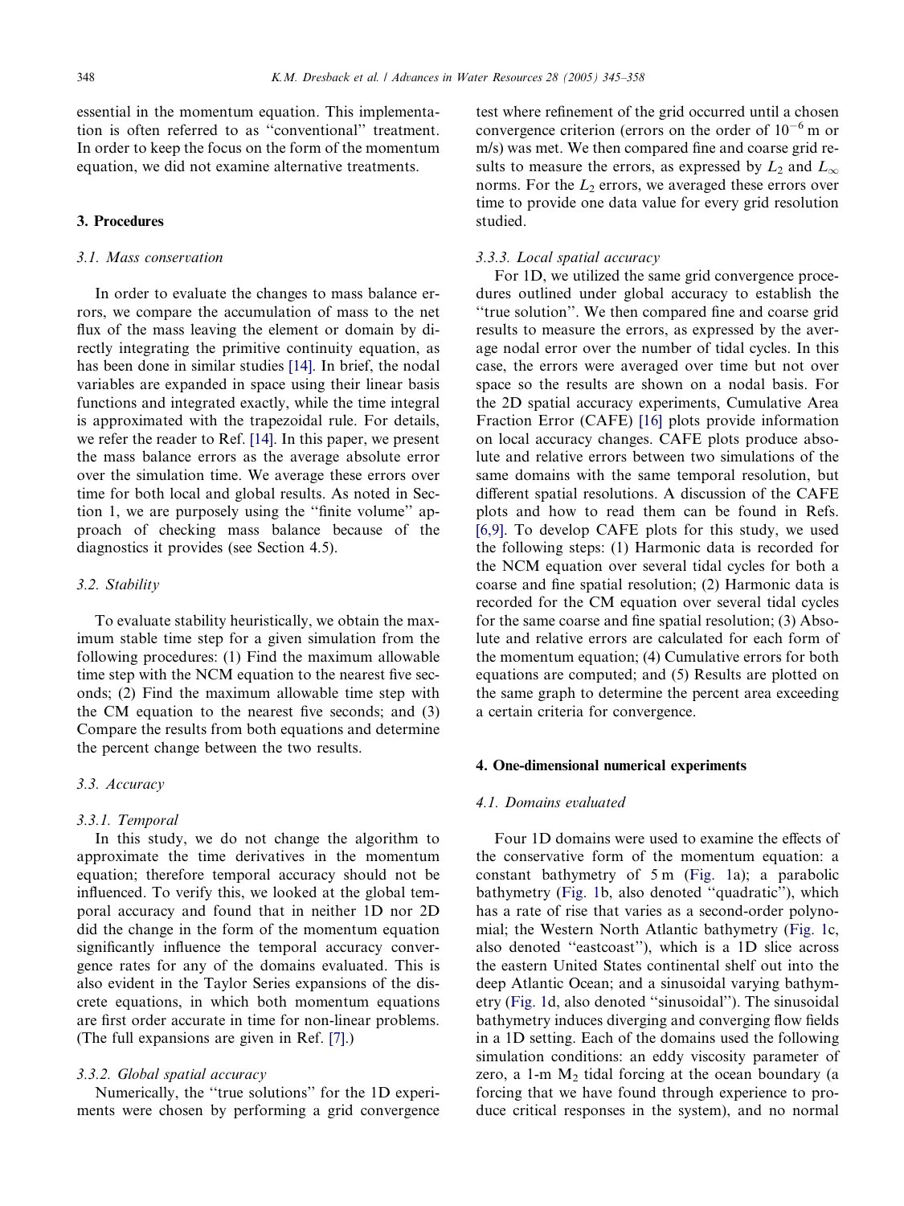essential in the momentum equation. This implementation is often referred to as "conventional" treatment. In order to keep the focus on the form of the momentum equation, we did not examine alternative treatments.

## 3. Procedures

### 3.1. Mass conservation

In order to evaluate the changes to mass balance errors, we compare the accumulation of mass to the net flux of the mass leaving the element or domain by directly integrating the primitive continuity equation, as has been done in similar studies [14]. In brief, the nodal variables are expanded in space using their linear basis functions and integrated exactly, while the time integral is approximated with the trapezoidal rule. For details, we refer the reader to Ref. [14]. In this paper, we present the mass balance errors as the average absolute error over the simulation time. We average these errors over time for both local and global results. As noted in Section 1, we are purposely using the "finite volume" approach of checking mass balance because of the diagnostics it provides (see Section 4.5).

### 3.2. Stability

To evaluate stability heuristically, we obtain the maximum stable time step for a given simulation from the following procedures: (1) Find the maximum allowable time step with the NCM equation to the nearest five seconds; (2) Find the maximum allowable time step with the CM equation to the nearest five seconds; and (3) Compare the results from both equations and determine the percent change between the two results.

### 3.3. Accuracy

#### 3.3.1. Temporal

In this study, we do not change the algorithm to approximate the time derivatives in the momentum equation; therefore temporal accuracy should not be influenced. To verify this, we looked at the global temporal accuracy and found that in neither 1D nor 2D did the change in the form of the momentum equation significantly influence the temporal accuracy convergence rates for any of the domains evaluated. This is also evident in the Taylor Series expansions of the discrete equations, in which both momentum equations are first order accurate in time for non-linear problems. (The full expansions are given in Ref. [7].)

#### 3.3.2. Global spatial accuracy

Numerically, the "true solutions" for the 1D experiments were chosen by performing a grid convergence test where refinement of the grid occurred until a chosen convergence criterion (errors on the order of $10^{-6}$ m or m/s) was met. We then compared fine and coarse grid results to measure the errors, as expressed by $L_2$ and $L_\infty$ norms. For the $L_2$ errors, we averaged these errors over time to provide one data value for every grid resolution studied.

#### 3.3.3. Local spatial accuracy

For 1D, we utilized the same grid convergence procedures outlined under global accuracy to establish the "true solution". We then compared fine and coarse grid results to measure the errors, as expressed by the average nodal error over the number of tidal cycles. In this case, the errors were averaged over time but not over space so the results are shown on a nodal basis. For the 2D spatial accuracy experiments, Cumulative Area Fraction Error (CAFE) [16] plots provide information on local accuracy changes. CAFE plots produce absolute and relative errors between two simulations of the same domains with the same temporal resolution, but different spatial resolutions. A discussion of the CAFE plots and how to read them can be found in Refs. [6,9]. To develop CAFE plots for this study, we used the following steps: (1) Harmonic data is recorded for the NCM equation over several tidal cycles for both a coarse and fine spatial resolution; (2) Harmonic data is recorded for the CM equation over several tidal cycles for the same coarse and fine spatial resolution; (3) Absolute and relative errors are calculated for each form of the momentum equation; (4) Cumulative errors for both equations are computed; and (5) Results are plotted on the same graph to determine the percent area exceeding a certain criteria for convergence.

## 4. One-dimensional numerical experiments

### 4.1. Domains evaluated

Four 1D domains were used to examine the effects of the conservative form of the momentum equation: a constant bathymetry of 5 m (Fig. 1a); a parabolic bathymetry (Fig. 1b, also denoted "quadratic"), which has a rate of rise that varies as a second-order polynomial; the Western North Atlantic bathymetry (Fig. 1c, also denoted "eastcoast"), which is a 1D slice across the eastern United States continental shelf out into the deep Atlantic Ocean; and a sinusoidal varying bathymetry (Fig. 1d, also denoted "sinusoidal"). The sinusoidal bathymetry induces diverging and converging flow fields in a 1D setting. Each of the domains used the following simulation conditions: an eddy viscosity parameter of zero, a 1-m $M_2$ tidal forcing at the ocean boundary (a forcing that we have found through experience to produce critical responses in the system), and no normal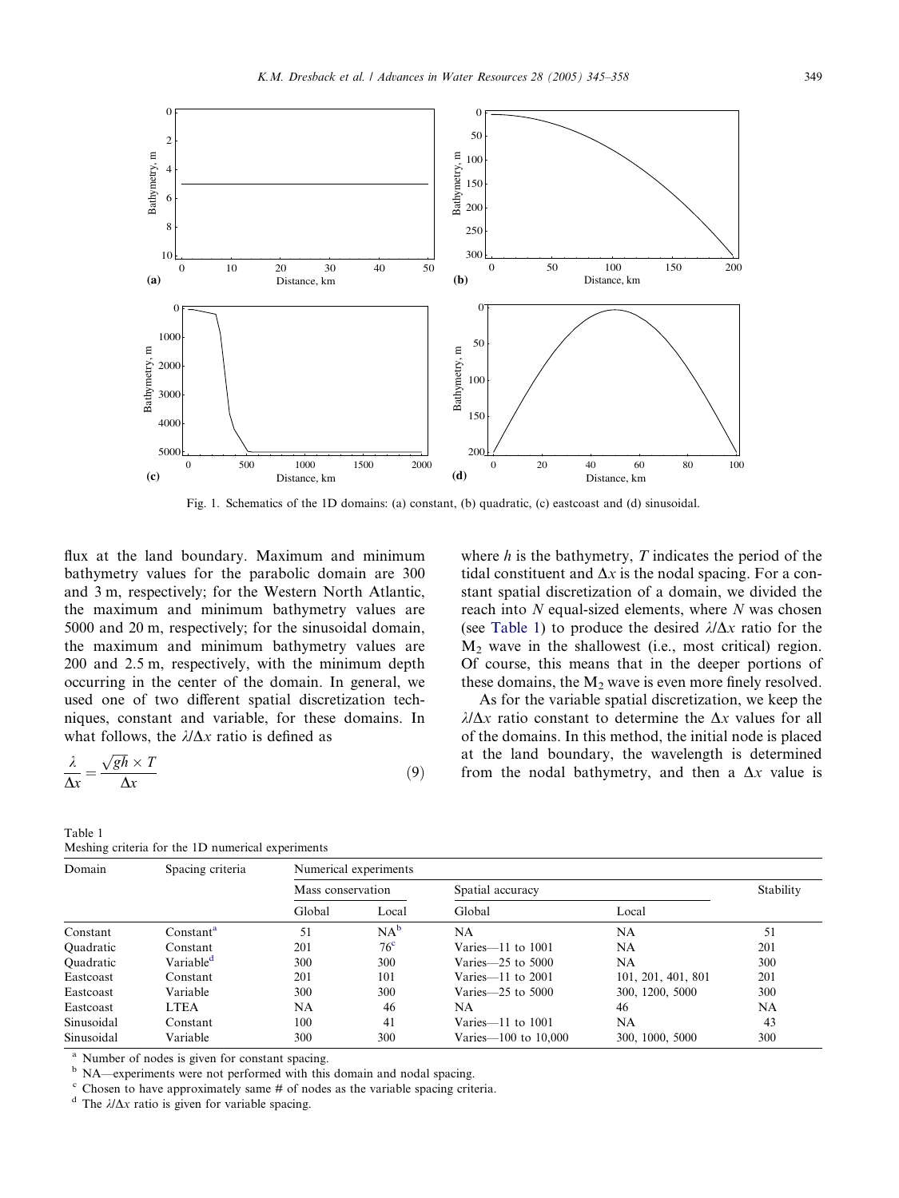Fig. 1. Schematics of the 1D domains: (a) constant, (b) quadratic, (c) eastcoast and (d) sinusoidal.

flux at the land boundary. Maximum and minimum bathymetry values for the parabolic domain are 300 and 3 m, respectively; for the Western North Atlantic, the maximum and minimum bathymetry values are 5000 and 20 m, respectively; for the sinusoidal domain, the maximum and minimum bathymetry values are 200 and 2.5 m, respectively, with the minimum depth occurring in the center of the domain. In general, we used one of two different spatial discretization techniques, constant and variable, for these domains. In what follows, the $\lambda/\Delta x$ ratio is defined as

$$\frac{\lambda}{\Delta x} = \frac{\sqrt{gh} \times T}{\Delta x} \tag{9}$$

where $h$ is the bathymetry, $T$ indicates the period of the tidal constituent and $\Delta x$ is the nodal spacing. For a constant spatial discretization of a domain, we divided the reach into $N$ equal-sized elements, where $N$ was chosen (see Table 1) to produce the desired $\lambda/\Delta x$ ratio for the $M_2$ wave in the shallowest (i.e., most critical) region. Of course, this means that in the deeper portions of these domains, the $M_2$ wave is even more finely resolved.

As for the variable spatial discretization, we keep the $\lambda/\Delta x$ ratio constant to determine the $\Delta x$ values for all of the domains. In this method, the initial node is placed at the land boundary, the wavelength is determined from the nodal bathymetry, and then a $\Delta x$ value is

Table 1
Meshing criteria for the 1D numerical experiments

| Domain | Spacing criteria | Numerical experiments | | | | |
|---|---|---|---|---|---|---|
| | | Mass conservation | | Spatial accuracy | | Stability |
| | | Global | Local | Global | Local | |
| Constant | Constant[a] | 51 | NA[b] | NA | NA | 51 |
| Quadratic | Constant | 201 | 76[c] | Varies—11 to 1001 | NA | 201 |
| Quadratic | Variable[d] | 300 | 300 | Varies—25 to 5000 | NA | 300 |
| Eastcoast | Constant | 201 | 101 | Varies—11 to 2001 | 101, 201, 401, 801 | 201 |
| Eastcoast | Variable | 300 | 300 | Varies—25 to 5000 | 300, 1200, 5000 | 300 |
| Eastcoast | LTEA | NA | 46 | NA | 46 | NA |
| Sinusoidal | Constant | 100 | 41 | Varies—11 to 1001 | NA | 43 |
| Sinusoidal | Variable | 300 | 300 | Varies—100 to 10,000 | 300, 1000, 5000 | 300 |

[a] Number of nodes is given for constant spacing.
[b] NA—experiments were not performed with this domain and nodal spacing.
[c] Chosen to have approximately same # of nodes as the variable spacing criteria.
[d] The $\lambda/\Delta x$ ratio is given for variable spacing.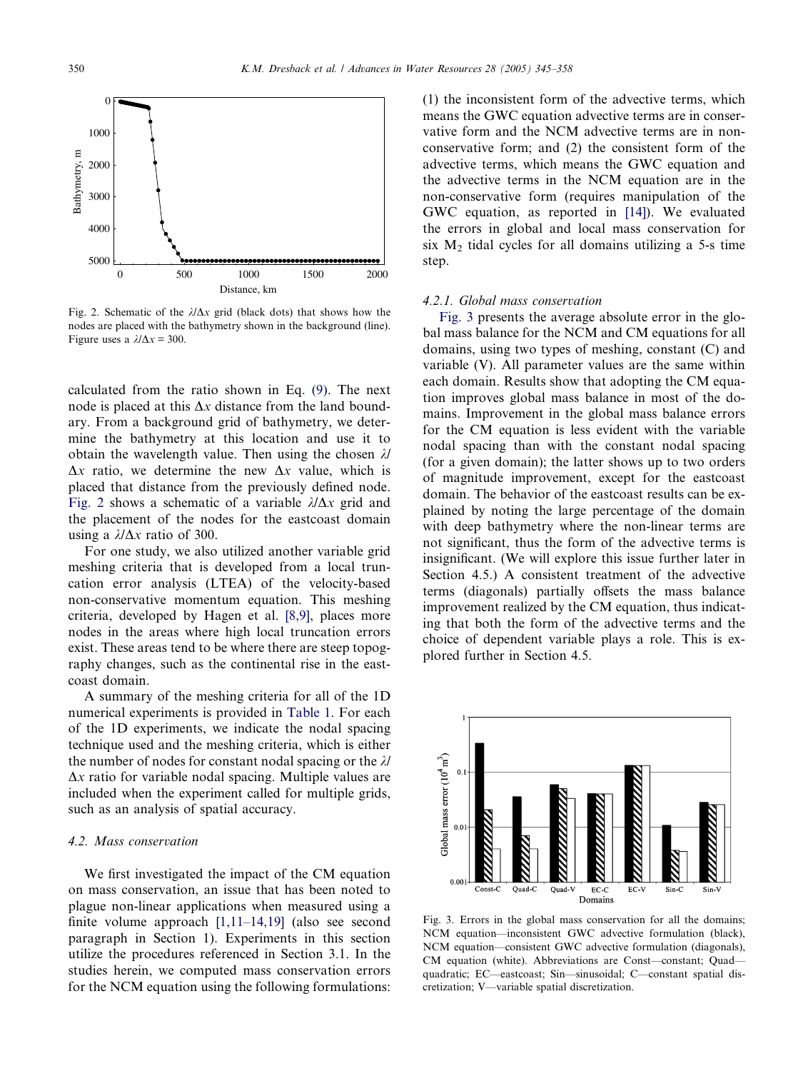Fig. 2. Schematic of the $\lambda/\Delta x$ grid (black dots) that shows how the nodes are placed with the bathymetry shown in the background (line). Figure uses a $\lambda/\Delta x = 300$.

calculated from the ratio shown in Eq. (9). The next node is placed at this $\Delta x$ distance from the land boundary. From a background grid of bathymetry, we determine the bathymetry at this location and use it to obtain the wavelength value. Then using the chosen $\lambda/\Delta x$ ratio, we determine the new $\Delta x$ value, which is placed that distance from the previously defined node. Fig. 2 shows a schematic of a variable $\lambda/\Delta x$ grid and the placement of the nodes for the eastcoast domain using a $\lambda/\Delta x$ ratio of 300.

For one study, we also utilized another variable grid meshing criteria that is developed from a local truncation error analysis (LTEA) of the velocity-based non-conservative momentum equation. This meshing criteria, developed by Hagen et al. [8,9], places more nodes in the areas where high local truncation errors exist. These areas tend to be where there are steep topography changes, such as the continental rise in the eastcoast domain.

A summary of the meshing criteria for all of the 1D numerical experiments is provided in Table 1. For each of the 1D experiments, we indicate the nodal spacing technique used and the meshing criteria, which is either the number of nodes for constant nodal spacing or the $\lambda/\Delta x$ ratio for variable nodal spacing. Multiple values are included when the experiment called for multiple grids, such as an analysis of spatial accuracy.

### 4.2. Mass conservation

We first investigated the impact of the CM equation on mass conservation, an issue that has been noted to plague non-linear applications when measured using a finite volume approach [1,11–14,19] (also see second paragraph in Section 1). Experiments in this section utilize the procedures referenced in Section 3.1. In the studies herein, we computed mass conservation errors for the NCM equation using the following formulations: (1) the inconsistent form of the advective terms, which means the GWC equation advective terms are in conservative form and the NCM advective terms are in non-conservative form; and (2) the consistent form of the advective terms, which means the GWC equation and the advective terms in the NCM equation are in the non-conservative form (requires manipulation of the GWC equation, as reported in [14]). We evaluated the errors in global and local mass conservation for six $M_2$ tidal cycles for all domains utilizing a 5-s time step.

#### 4.2.1. Global mass conservation

Fig. 3 presents the average absolute error in the global mass balance for the NCM and CM equations for all domains, using two types of meshing, constant (C) and variable (V). All parameter values are the same within each domain. Results show that adopting the CM equation improves global mass balance in most of the domains. Improvement in the global mass balance errors for the CM equation is less evident with the variable nodal spacing than with the constant nodal spacing (for a given domain); the latter shows up to two orders of magnitude improvement, except for the eastcoast domain. The behavior of the eastcoast results can be explained by noting the large percentage of the domain with deep bathymetry where the non-linear terms are not significant, thus the form of the advective terms is insignificant. (We will explore this issue further later in Section 4.5.) A consistent treatment of the advective terms (diagonals) partially offsets the mass balance improvement realized by the CM equation, thus indicating that both the form of the advective terms and the choice of dependent variable plays a role. This is explored further in Section 4.5.

Fig. 3. Errors in the global mass conservation for all the domains; NCM equation—inconsistent GWC advective formulation (black), NCM equation—consistent GWC advective formulation (diagonals), CM equation (white). Abbreviations are Const—constant; Quad—quadratic; EC—eastcoast; Sin—sinusoidal; C—constant spatial discretization; V—variable spatial discretization.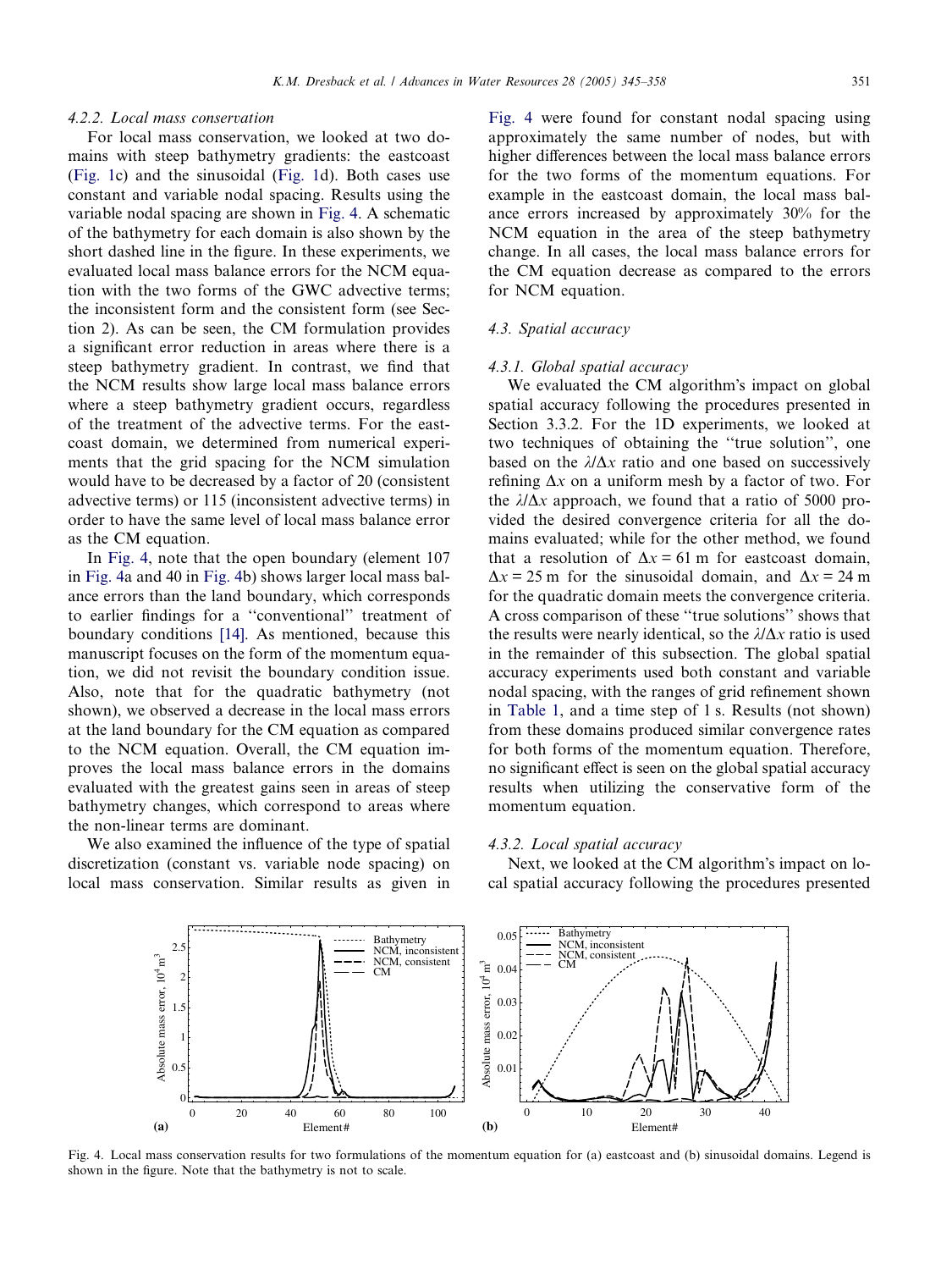#### 4.2.2. Local mass conservation

For local mass conservation, we looked at two domains with steep bathymetry gradients: the eastcoast (Fig. 1c) and the sinusoidal (Fig. 1d). Both cases use constant and variable nodal spacing. Results using the variable nodal spacing are shown in Fig. 4. A schematic of the bathymetry for each domain is also shown by the short dashed line in the figure. In these experiments, we evaluated local mass balance errors for the NCM equation with the two forms of the GWC advective terms; the inconsistent form and the consistent form (see Section 2). As can be seen, the CM formulation provides a significant error reduction in areas where there is a steep bathymetry gradient. In contrast, we find that the NCM results show large local mass balance errors where a steep bathymetry gradient occurs, regardless of the treatment of the advective terms. For the eastcoast domain, we determined from numerical experiments that the grid spacing for the NCM simulation would have to be decreased by a factor of 20 (consistent advective terms) or 115 (inconsistent advective terms) in order to have the same level of local mass balance error as the CM equation.

In Fig. 4, note that the open boundary (element 107 in Fig. 4a and 40 in Fig. 4b) shows larger local mass balance errors than the land boundary, which corresponds to earlier findings for a "conventional" treatment of boundary conditions [14]. As mentioned, because this manuscript focuses on the form of the momentum equation, we did not revisit the boundary condition issue. Also, note that for the quadratic bathymetry (not shown), we observed a decrease in the local mass errors at the land boundary for the CM equation as compared to the NCM equation. Overall, the CM equation improves the local mass balance errors in the domains evaluated with the greatest gains seen in areas of steep bathymetry changes, which correspond to areas where the non-linear terms are dominant.

We also examined the influence of the type of spatial discretization (constant vs. variable node spacing) on local mass conservation. Similar results as given in Fig. 4 were found for constant nodal spacing using approximately the same number of nodes, but with higher differences between the local mass balance errors for the two forms of the momentum equations. For example in the eastcoast domain, the local mass balance errors increased by approximately 30% for the NCM equation in the area of the steep bathymetry change. In all cases, the local mass balance errors for the CM equation decrease as compared to the errors for NCM equation.

### 4.3. Spatial accuracy

#### 4.3.1. Global spatial accuracy

We evaluated the CM algorithm's impact on global spatial accuracy following the procedures presented in Section 3.3.2. For the 1D experiments, we looked at two techniques of obtaining the "true solution", one based on the $\lambda/\Delta x$ ratio and one based on successively refining $\Delta x$ on a uniform mesh by a factor of two. For the $\lambda/\Delta x$ approach, we found that a ratio of 5000 provided the desired convergence criteria for all the domains evaluated; while for the other method, we found that a resolution of $\Delta x = 61$ m for eastcoast domain, $\Delta x = 25$ m for the sinusoidal domain, and $\Delta x = 24$ m for the quadratic domain meets the convergence criteria. A cross comparison of these "true solutions" shows that the results were nearly identical, so the $\lambda/\Delta x$ ratio is used in the remainder of this subsection. The global spatial accuracy experiments used both constant and variable nodal spacing, with the ranges of grid refinement shown in Table 1, and a time step of 1 s. Results (not shown) from these domains produced similar convergence rates for both forms of the momentum equation. Therefore, no significant effect is seen on the global spatial accuracy results when utilizing the conservative form of the momentum equation.

#### 4.3.2. Local spatial accuracy

Next, we looked at the CM algorithm's impact on local spatial accuracy following the procedures presented

Fig. 4. Local mass conservation results for two formulations of the momentum equation for (a) eastcoast and (b) sinusoidal domains. Legend is shown in the figure. Note that the bathymetry is not to scale.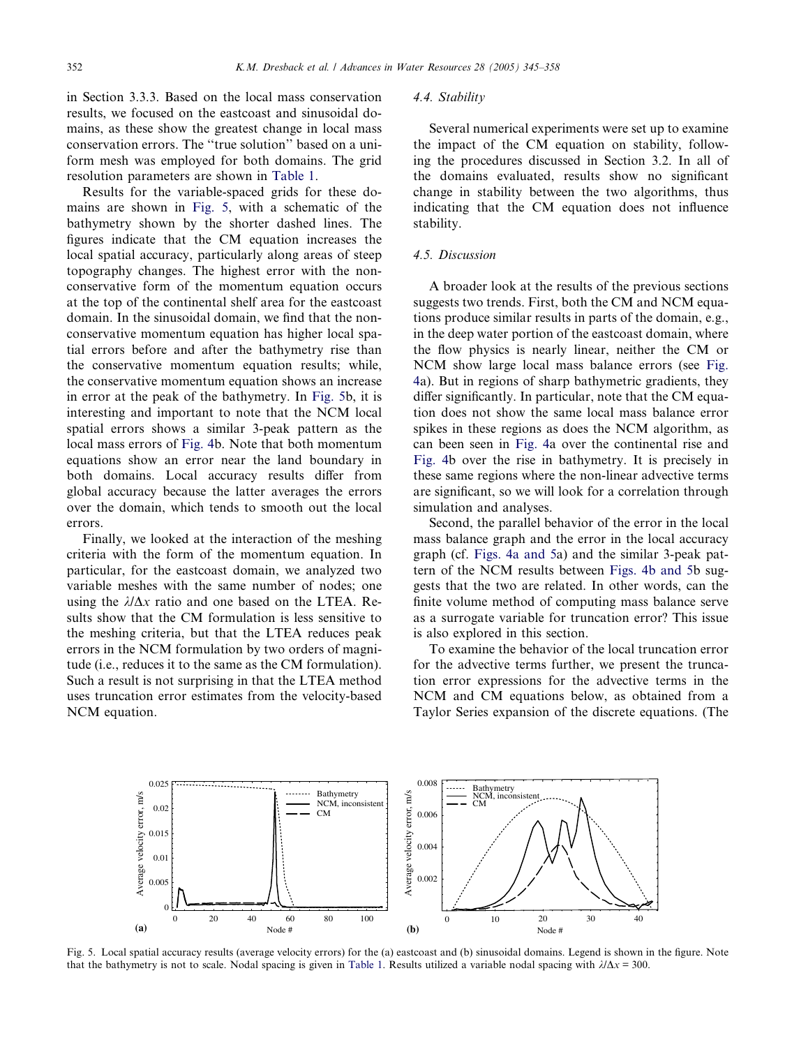in Section 3.3.3. Based on the local mass conservation results, we focused on the eastcoast and sinusoidal domains, as these show the greatest change in local mass conservation errors. The ''true solution'' based on a uniform mesh was employed for both domains. The grid resolution parameters are shown in Table 1.

Results for the variable-spaced grids for these domains are shown in Fig. 5, with a schematic of the bathymetry shown by the shorter dashed lines. The figures indicate that the CM equation increases the local spatial accuracy, particularly along areas of steep topography changes. The highest error with the non-conservative form of the momentum equation occurs at the top of the continental shelf area for the eastcoast domain. In the sinusoidal domain, we find that the non-conservative momentum equation has higher local spatial errors before and after the bathymetry rise than the conservative momentum equation results; while, the conservative momentum equation shows an increase in error at the peak of the bathymetry. In Fig. 5b, it is interesting and important to note that the NCM local spatial errors shows a similar 3-peak pattern as the local mass errors of Fig. 4b. Note that both momentum equations show an error near the land boundary in both domains. Local accuracy results differ from global accuracy because the latter averages the errors over the domain, which tends to smooth out the local errors.

Finally, we looked at the interaction of the meshing criteria with the form of the momentum equation. In particular, for the eastcoast domain, we analyzed two variable meshes with the same number of nodes; one using the $\lambda/\Delta x$ ratio and one based on the LTEA. Results show that the CM formulation is less sensitive to the meshing criteria, but that the LTEA reduces peak errors in the NCM formulation by two orders of magnitude (i.e., reduces it to the same as the CM formulation). Such a result is not surprising in that the LTEA method uses truncation error estimates from the velocity-based NCM equation.

### 4.4. Stability

Several numerical experiments were set up to examine the impact of the CM equation on stability, following the procedures discussed in Section 3.2. In all of the domains evaluated, results show no significant change in stability between the two algorithms, thus indicating that the CM equation does not influence stability.

### 4.5. Discussion

A broader look at the results of the previous sections suggests two trends. First, both the CM and NCM equations produce similar results in parts of the domain, e.g., in the deep water portion of the eastcoast domain, where the flow physics is nearly linear, neither the CM or NCM show large local mass balance errors (see Fig. 4a). But in regions of sharp bathymetric gradients, they differ significantly. In particular, note that the CM equation does not show the same local mass balance error spikes in these regions as does the NCM algorithm, as can been seen in Fig. 4a over the continental rise and Fig. 4b over the rise in bathymetry. It is precisely in these same regions where the non-linear advective terms are significant, so we will look for a correlation through simulation and analyses.

Second, the parallel behavior of the error in the local mass balance graph and the error in the local accuracy graph (cf. Figs. 4a and 5a) and the similar 3-peak pattern of the NCM results between Figs. 4b and 5b suggests that the two are related. In other words, can the finite volume method of computing mass balance serve as a surrogate variable for truncation error? This issue is also explored in this section.

To examine the behavior of the local truncation error for the advective terms further, we present the truncation error expressions for the advective terms in the NCM and CM equations below, as obtained from a Taylor Series expansion of the discrete equations. (The

Fig. 5. Local spatial accuracy results (average velocity errors) for the (a) eastcoast and (b) sinusoidal domains. Legend is shown in the figure. Note that the bathymetry is not to scale. Nodal spacing is given in Table 1. Results utilized a variable nodal spacing with $\lambda/\Delta x = 300$.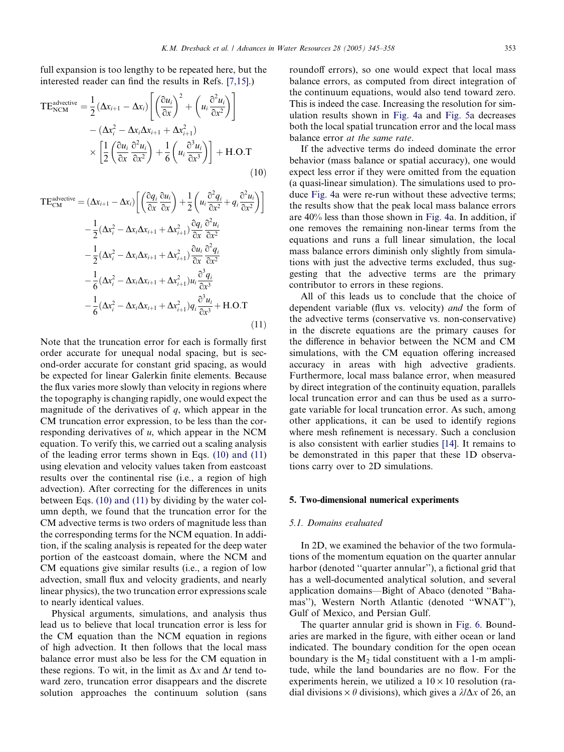full expansion is too lengthy to be repeated here, but the interested reader can find the results in Refs. [7,15].)

$$
\begin{aligned}
\mathrm{TE}_{\mathrm{NCM}}^{\mathrm{advective}} &= \frac{1}{2}(\Delta x_{i+1} - \Delta x_i)\left[\left(\frac{\partial u_i}{\partial x}\right)^2 + \left(u_i \frac{\partial^2 u_i}{\partial x^2}\right)\right] \\
&\quad - (\Delta x_i^2 - \Delta x_i \Delta x_{i+1} + \Delta x_{i+1}^2) \\
&\quad \times \left[\frac{1}{2}\left(\frac{\partial u_i}{\partial x}\frac{\partial^2 u_i}{\partial x^2}\right) + \frac{1}{6}\left(u_i \frac{\partial^3 u_i}{\partial x^3}\right)\right] + \mathrm{H.O.T}
\end{aligned} \tag{10}
$$

$$
\begin{aligned}
\mathrm{TE}_{\mathrm{CM}}^{\mathrm{advective}} &= (\Delta x_{i+1} - \Delta x_i)\left[\left(\frac{\partial q_i}{\partial x}\frac{\partial u_i}{\partial x}\right) + \frac{1}{2}\left(u_i \frac{\partial^2 q_i}{\partial x^2} + q_i \frac{\partial^2 u_i}{\partial x^2}\right)\right] \\
&\quad - \frac{1}{2}(\Delta x_i^2 - \Delta x_i \Delta x_{i+1} + \Delta x_{i+1}^2)\frac{\partial q_i}{\partial x}\frac{\partial^2 u_i}{\partial x^2} \\
&\quad - \frac{1}{2}(\Delta x_i^2 - \Delta x_i \Delta x_{i+1} + \Delta x_{i+1}^2)\frac{\partial u_i}{\partial x}\frac{\partial^2 q_i}{\partial x^2} \\
&\quad - \frac{1}{6}(\Delta x_i^2 - \Delta x_i \Delta x_{i+1} + \Delta x_{i+1}^2) u_i \frac{\partial^3 q_i}{\partial x^3} \\
&\quad - \frac{1}{6}(\Delta x_i^2 - \Delta x_i \Delta x_{i+1} + \Delta x_{i+1}^2) q_i \frac{\partial^3 u_i}{\partial x^3} + \mathrm{H.O.T}
\end{aligned} \tag{11}
$$

Note that the truncation error for each is formally first order accurate for unequal nodal spacing, but is second-order accurate for constant grid spacing, as would be expected for linear Galerkin finite elements. Because the flux varies more slowly than velocity in regions where the topography is changing rapidly, one would expect the magnitude of the derivatives of $q$, which appear in the CM truncation error expression, to be less than the corresponding derivatives of $u$, which appear in the NCM equation. To verify this, we carried out a scaling analysis of the leading error terms shown in Eqs. (10) and (11) using elevation and velocity values taken from eastcoast results over the continental rise (i.e., a region of high advection). After correcting for the differences in units between Eqs. (10) and (11) by dividing by the water column depth, we found that the truncation error for the CM advective terms is two orders of magnitude less than the corresponding terms for the NCM equation. In addition, if the scaling analysis is repeated for the deep water portion of the eastcoast domain, where the NCM and CM equations give similar results (i.e., a region of low advection, small flux and velocity gradients, and nearly linear physics), the two truncation error expressions scale to nearly identical values.

Physical arguments, simulations, and analysis thus lead us to believe that local truncation error is less for the CM equation than the NCM equation in regions of high advection. It then follows that the local mass balance error must also be less for the CM equation in these regions. To wit, in the limit as $\Delta x$ and $\Delta t$ tend toward zero, truncation error disappears and the discrete solution approaches the continuum solution (sans roundoff errors), so one would expect that local mass balance errors, as computed from direct integration of the continuum equations, would also tend toward zero. This is indeed the case. Increasing the resolution for simulation results shown in Fig. 4a and Fig. 5a decreases both the local spatial truncation error and the local mass balance error *at the same rate*.

If the advective terms do indeed dominate the error behavior (mass balance or spatial accuracy), one would expect less error if they were omitted from the equation (a quasi-linear simulation). The simulations used to produce Fig. 4a were re-run without these advective terms; the results show that the peak local mass balance errors are 40% less than those shown in Fig. 4a. In addition, if one removes the remaining non-linear terms from the equations and runs a full linear simulation, the local mass balance errors diminish only slightly from simulations with just the advective terms excluded, thus suggesting that the advective terms are the primary contributor to errors in these regions.

All of this leads us to conclude that the choice of dependent variable (flux vs. velocity) *and* the form of the advective terms (conservative vs. non-conservative) in the discrete equations are the primary causes for the difference in behavior between the NCM and CM simulations, with the CM equation offering increased accuracy in areas with high advective gradients. Furthermore, local mass balance error, when measured by direct integration of the continuity equation, parallels local truncation error and can thus be used as a surrogate variable for local truncation error. As such, among other applications, it can be used to identify regions where mesh refinement is necessary. Such a conclusion is also consistent with earlier studies [14]. It remains to be demonstrated in this paper that these 1D observations carry over to 2D simulations.

## 5. Two-dimensional numerical experiments

### 5.1. Domains evaluated

In 2D, we examined the behavior of the two formulations of the momentum equation on the quarter annular harbor (denoted "quarter annular"), a fictional grid that has a well-documented analytical solution, and several application domains—Bight of Abaco (denoted "Bahamas"), Western North Atlantic (denoted "WNAT"), Gulf of Mexico, and Persian Gulf.

The quarter annular grid is shown in Fig. 6. Boundaries are marked in the figure, with either ocean or land indicated. The boundary condition for the open ocean boundary is the $M_2$ tidal constituent with a 1-m amplitude, while the land boundaries are no flow. For the experiments herein, we utilized a $10 \times 10$ resolution (radial divisions $\times$ $\theta$ divisions), which gives a $\lambda/\Delta x$ of 26, an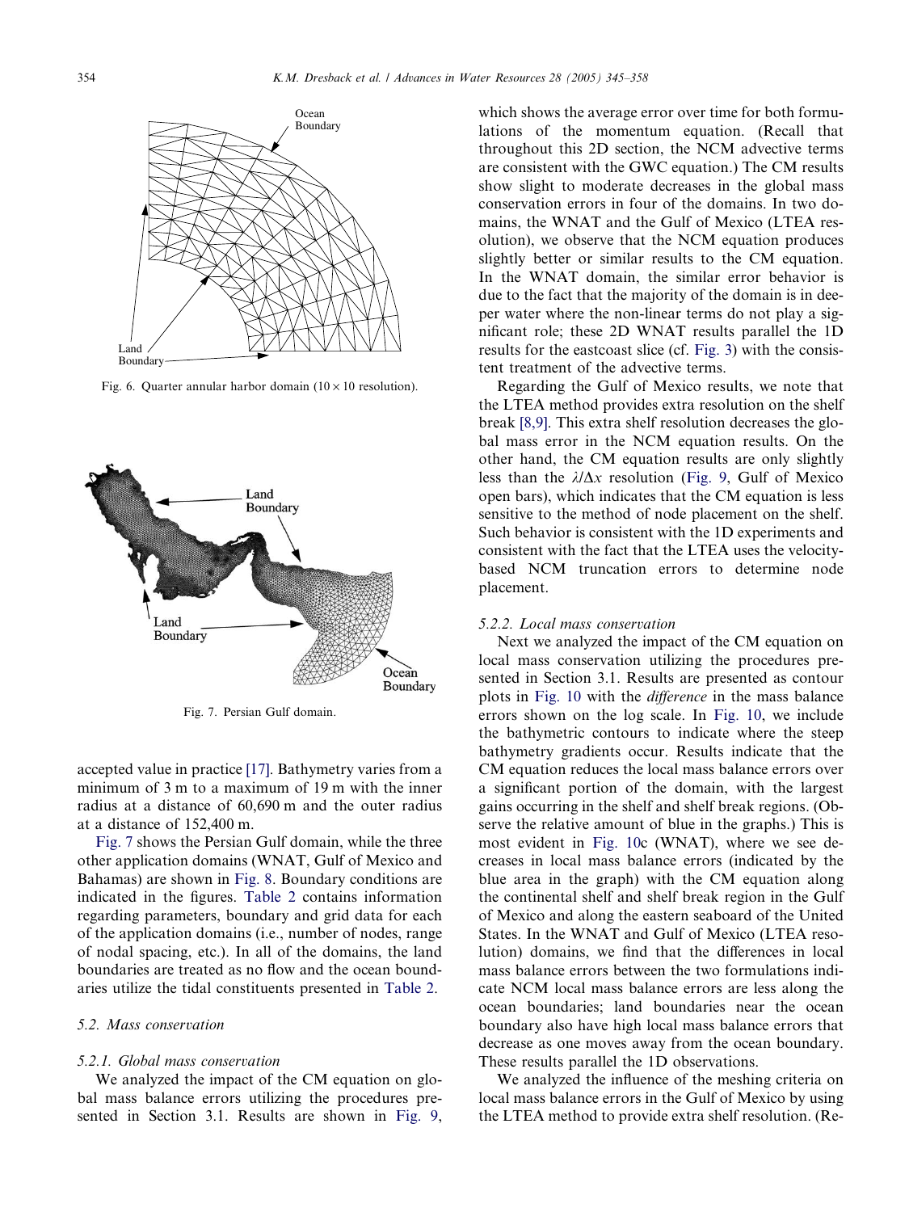Fig. 6. Quarter annular harbor domain (10 × 10 resolution).

Fig. 7. Persian Gulf domain.

accepted value in practice [17]. Bathymetry varies from a minimum of 3 m to a maximum of 19 m with the inner radius at a distance of 60,690 m and the outer radius at a distance of 152,400 m.

Fig. 7 shows the Persian Gulf domain, while the three other application domains (WNAT, Gulf of Mexico and Bahamas) are shown in Fig. 8. Boundary conditions are indicated in the figures. Table 2 contains information regarding parameters, boundary and grid data for each of the application domains (i.e., number of nodes, range of nodal spacing, etc.). In all of the domains, the land boundaries are treated as no flow and the ocean boundaries utilize the tidal constituents presented in Table 2.

### 5.2. Mass conservation

#### 5.2.1. Global mass conservation

We analyzed the impact of the CM equation on global mass balance errors utilizing the procedures presented in Section 3.1. Results are shown in Fig. 9, which shows the average error over time for both formulations of the momentum equation. (Recall that throughout this 2D section, the NCM advective terms are consistent with the GWC equation.) The CM results show slight to moderate decreases in the global mass conservation errors in four of the domains. In two domains, the WNAT and the Gulf of Mexico (LTEA resolution), we observe that the NCM equation produces slightly better or similar results to the CM equation. In the WNAT domain, the similar error behavior is due to the fact that the majority of the domain is in deeper water where the non-linear terms do not play a significant role; these 2D WNAT results parallel the 1D results for the eastcoast slice (cf. Fig. 3) with the consistent treatment of the advective terms.

Regarding the Gulf of Mexico results, we note that the LTEA method provides extra resolution on the shelf break [8,9]. This extra shelf resolution decreases the global mass error in the NCM equation results. On the other hand, the CM equation results are only slightly less than the $\lambda/\Delta x$ resolution (Fig. 9, Gulf of Mexico open bars), which indicates that the CM equation is less sensitive to the method of node placement on the shelf. Such behavior is consistent with the 1D experiments and consistent with the fact that the LTEA uses the velocity-based NCM truncation errors to determine node placement.

#### 5.2.2. Local mass conservation

Next we analyzed the impact of the CM equation on local mass conservation utilizing the procedures presented in Section 3.1. Results are presented as contour plots in Fig. 10 with the *difference* in the mass balance errors shown on the log scale. In Fig. 10, we include the bathymetric contours to indicate where the steep bathymetry gradients occur. Results indicate that the CM equation reduces the local mass balance errors over a significant portion of the domain, with the largest gains occurring in the shelf and shelf break regions. (Observe the relative amount of blue in the graphs.) This is most evident in Fig. 10c (WNAT), where we see decreases in local mass balance errors (indicated by the blue area in the graph) with the CM equation along the continental shelf and shelf break region in the Gulf of Mexico and along the eastern seaboard of the United States. In the WNAT and Gulf of Mexico (LTEA resolution) domains, we find that the differences in local mass balance errors between the two formulations indicate NCM local mass balance errors are less along the ocean boundaries; land boundaries near the ocean boundary also have high local mass balance errors that decrease as one moves away from the ocean boundary. These results parallel the 1D observations.

We analyzed the influence of the meshing criteria on local mass balance errors in the Gulf of Mexico by using the LTEA method to provide extra shelf resolution. (Re-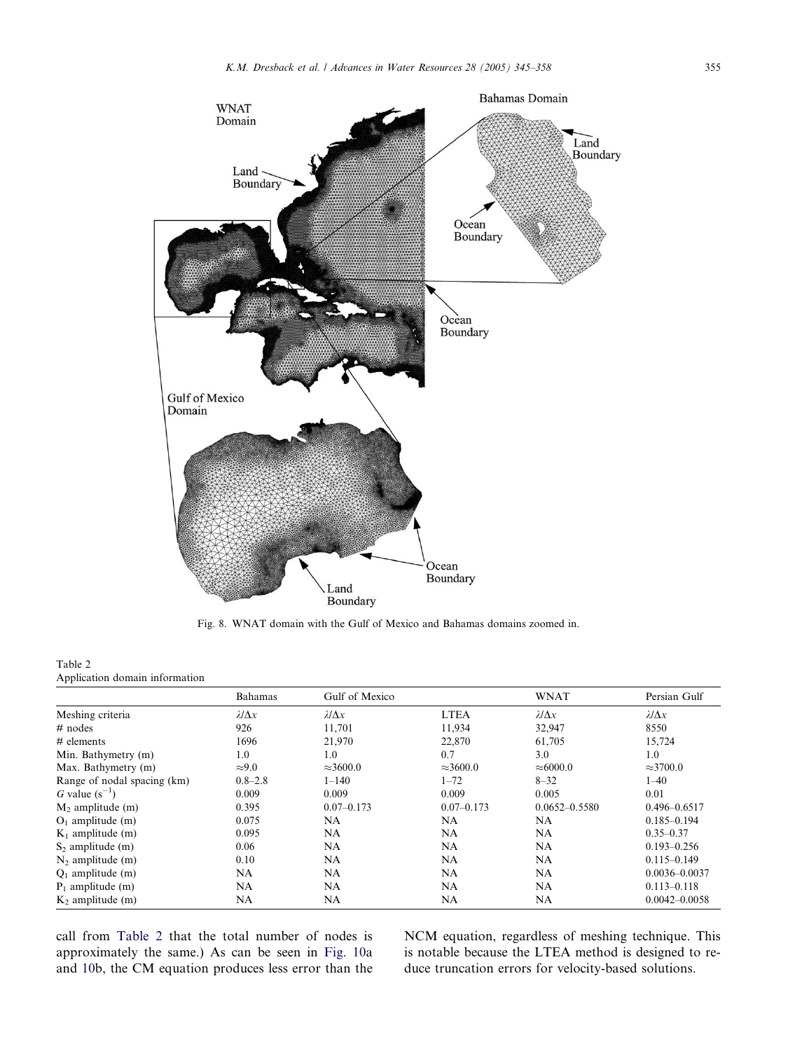Fig. 8. WNAT domain with the Gulf of Mexico and Bahamas domains zoomed in.

Table 2
Application domain information

| | Bahamas | Gulf of Mexico | | WNAT | Persian Gulf |
|---|---|---|---|---|---|
| Meshing criteria | $\lambda/\Delta x$ | $\lambda/\Delta x$ | LTEA | $\lambda/\Delta x$ | $\lambda/\Delta x$ |
| # nodes | 926 | 11,701 | 11,934 | 32,947 | 8550 |
| # elements | 1696 | 21,970 | 22,870 | 61,705 | 15,724 |
| Min. Bathymetry (m) | 1.0 | 1.0 | 0.7 | 3.0 | 1.0 |
| Max. Bathymetry (m) | ≈9.0 | ≈3600.0 | ≈3600.0 | ≈6000.0 | ≈3700.0 |
| Range of nodal spacing (km) | 0.8–2.8 | 1–140 | 1–72 | 8–32 | 1–40 |
| $G$ value ($s^{-1}$) | 0.009 | 0.009 | 0.009 | 0.005 | 0.01 |
| $M_2$ amplitude (m) | 0.395 | 0.07–0.173 | 0.07–0.173 | 0.0652–0.5580 | 0.496–0.6517 |
| $O_1$ amplitude (m) | 0.075 | NA | NA | NA | 0.185–0.194 |
| $K_1$ amplitude (m) | 0.095 | NA | NA | NA | 0.35–0.37 |
| $S_2$ amplitude (m) | 0.06 | NA | NA | NA | 0.193–0.256 |
| $N_2$ amplitude (m) | 0.10 | NA | NA | NA | 0.115–0.149 |
| $Q_1$ amplitude (m) | NA | NA | NA | NA | 0.0036–0.0037 |
| $P_1$ amplitude (m) | NA | NA | NA | NA | 0.113–0.118 |
| $K_2$ amplitude (m) | NA | NA | NA | NA | 0.0042–0.0058 |

call from Table 2 that the total number of nodes is approximately the same.) As can be seen in Fig. 10a and 10b, the CM equation produces less error than the NCM equation, regardless of meshing technique. This is notable because the LTEA method is designed to reduce truncation errors for velocity-based solutions.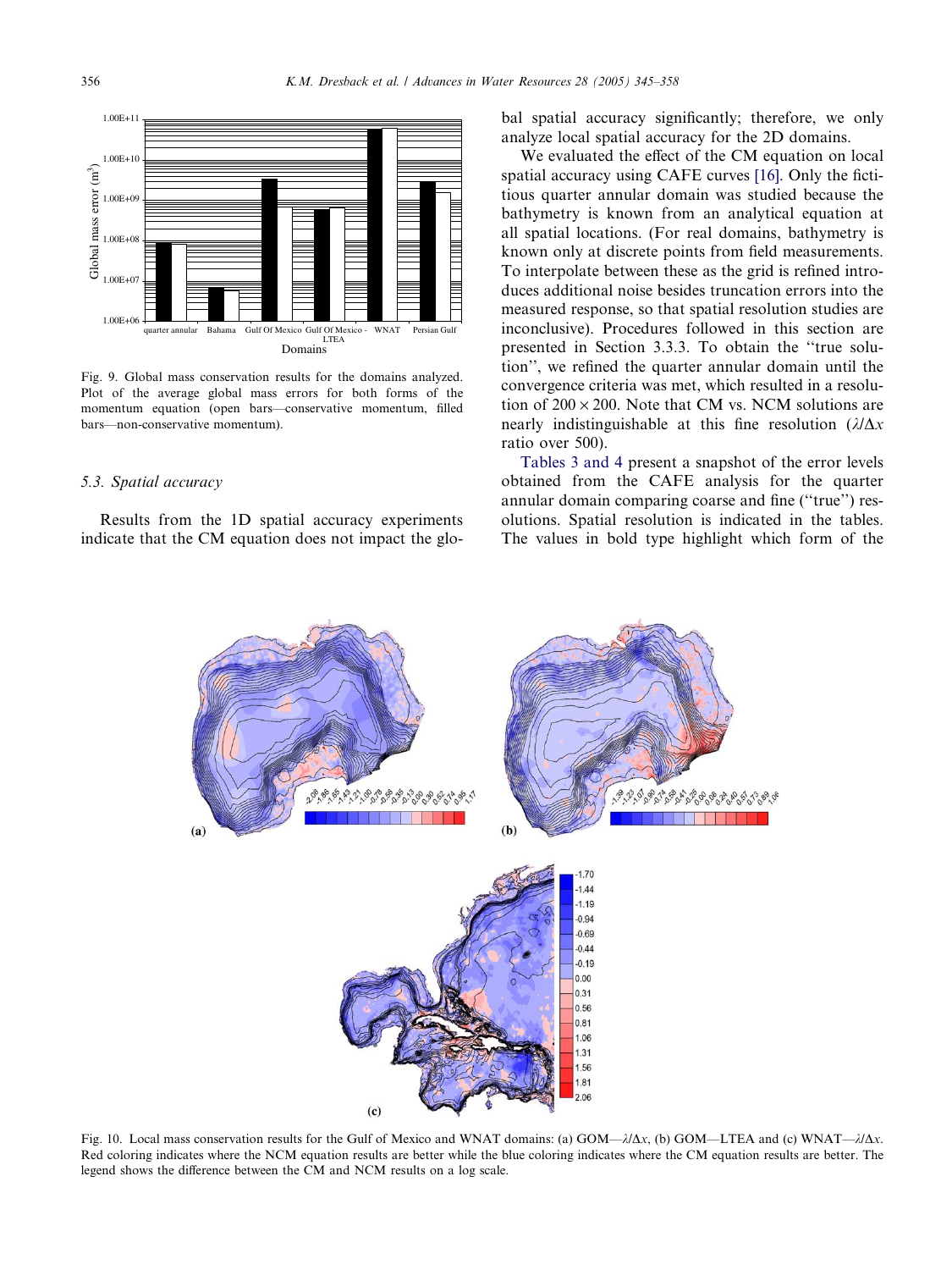Fig. 9. Global mass conservation results for the domains analyzed. Plot of the average global mass errors for both forms of the momentum equation (open bars—conservative momentum, filled bars—non-conservative momentum).

### 5.3. Spatial accuracy

Results from the 1D spatial accuracy experiments indicate that the CM equation does not impact the global spatial accuracy significantly; therefore, we only analyze local spatial accuracy for the 2D domains.

We evaluated the effect of the CM equation on local spatial accuracy using CAFE curves [16]. Only the fictitious quarter annular domain was studied because the bathymetry is known from an analytical equation at all spatial locations. (For real domains, bathymetry is known only at discrete points from field measurements. To interpolate between these as the grid is refined introduces additional noise besides truncation errors into the measured response, so that spatial resolution studies are inconclusive). Procedures followed in this section are presented in Section 3.3.3. To obtain the "true solution", we refined the quarter annular domain until the convergence criteria was met, which resulted in a resolution of $200 \times 200$. Note that CM vs. NCM solutions are nearly indistinguishable at this fine resolution ($\lambda/\Delta x$ ratio over 500).

Tables 3 and 4 present a snapshot of the error levels obtained from the CAFE analysis for the quarter annular domain comparing coarse and fine ("true") resolutions. Spatial resolution is indicated in the tables. The values in bold type highlight which form of the

Fig. 10. Local mass conservation results for the Gulf of Mexico and WNAT domains: (a) GOM—$\lambda/\Delta x$, (b) GOM—LTEA and (c) WNAT—$\lambda/\Delta x$. Red coloring indicates where the NCM equation results are better while the blue coloring indicates where the CM equation results are better. The legend shows the difference between the CM and NCM results on a log scale.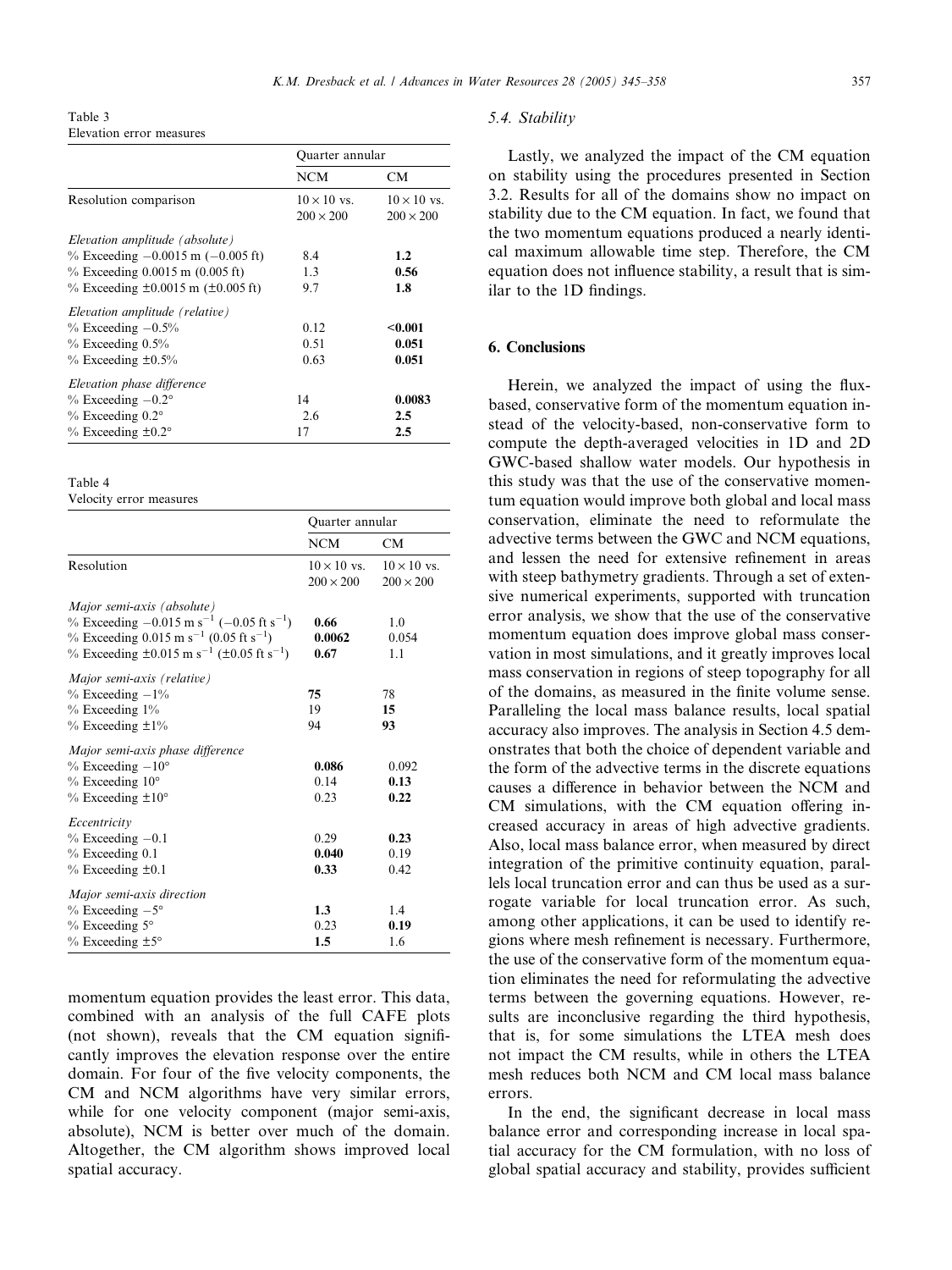Table 3
Elevation error measures

| | Quarter annular | |
|---|---|---|
| | NCM | CM |
| Resolution comparison | $10 \times 10$ vs. $200 \times 200$ | $10 \times 10$ vs. $200 \times 200$ |
| *Elevation amplitude (absolute)* | | |
| % Exceeding −0.0015 m (−0.005 ft) | 8.4 | **1.2** |
| % Exceeding 0.0015 m (0.005 ft) | 1.3 | **0.56** |
| % Exceeding ±0.0015 m (±0.005 ft) | 9.7 | **1.8** |
| *Elevation amplitude (relative)* | | |
| % Exceeding −0.5% | 0.12 | **<0.001** |
| % Exceeding 0.5% | 0.51 | **0.051** |
| % Exceeding ±0.5% | 0.63 | **0.051** |
| *Elevation phase difference* | | |
| % Exceeding −0.2° | 14 | **0.0083** |
| % Exceeding 0.2° | 2.6 | **2.5** |
| % Exceeding ±0.2° | 17 | **2.5** |

Table 4
Velocity error measures

| | Quarter annular | |
|---|---|---|
| | NCM | CM |
| Resolution | $10 \times 10$ vs. $200 \times 200$ | $10 \times 10$ vs. $200 \times 200$ |
| *Major semi-axis (absolute)* | | |
| % Exceeding −0.015 m $s^{-1}$ (−0.05 ft $s^{-1}$) | **0.66** | 1.0 |
| % Exceeding 0.015 m $s^{-1}$ (0.05 ft $s^{-1}$) | **0.0062** | 0.054 |
| % Exceeding ±0.015 m $s^{-1}$ (±0.05 ft $s^{-1}$) | **0.67** | 1.1 |
| *Major semi-axis (relative)* | | |
| % Exceeding −1% | **75** | 78 |
| % Exceeding 1% | 19 | **15** |
| % Exceeding ±1% | 94 | **93** |
| *Major semi-axis phase difference* | | |
| % Exceeding −10° | **0.086** | 0.092 |
| % Exceeding 10° | 0.14 | **0.13** |
| % Exceeding ±10° | 0.23 | **0.22** |
| *Eccentricity* | | |
| % Exceeding −0.1 | 0.29 | **0.23** |
| % Exceeding 0.1 | **0.040** | 0.19 |
| % Exceeding ±0.1 | **0.33** | 0.42 |
| *Major semi-axis direction* | | |
| % Exceeding −5° | **1.3** | 1.4 |
| % Exceeding 5° | 0.23 | **0.19** |
| % Exceeding ±5° | **1.5** | 1.6 |

momentum equation provides the least error. This data, combined with an analysis of the full CAFE plots (not shown), reveals that the CM equation significantly improves the elevation response over the entire domain. For four of the five velocity components, the CM and NCM algorithms have very similar errors, while for one velocity component (major semi-axis, absolute), NCM is better over much of the domain. Altogether, the CM algorithm shows improved local spatial accuracy.

### 5.4. Stability

Lastly, we analyzed the impact of the CM equation on stability using the procedures presented in Section 3.2. Results for all of the domains show no impact on stability due to the CM equation. In fact, we found that the two momentum equations produced a nearly identical maximum allowable time step. Therefore, the CM equation does not influence stability, a result that is similar to the 1D findings.

## 6. Conclusions

Herein, we analyzed the impact of using the flux-based, conservative form of the momentum equation instead of the velocity-based, non-conservative form to compute the depth-averaged velocities in 1D and 2D GWC-based shallow water models. Our hypothesis in this study was that the use of the conservative momentum equation would improve both global and local mass conservation, eliminate the need to reformulate the advective terms between the GWC and NCM equations, and lessen the need for extensive refinement in areas with steep bathymetry gradients. Through a set of extensive numerical experiments, supported with truncation error analysis, we show that the use of the conservative momentum equation does improve global mass conservation in most simulations, and it greatly improves local mass conservation in regions of steep topography for all of the domains, as measured in the finite volume sense. Paralleling the local mass balance results, local spatial accuracy also improves. The analysis in Section 4.5 demonstrates that both the choice of dependent variable and the form of the advective terms in the discrete equations causes a difference in behavior between the NCM and CM simulations, with the CM equation offering increased accuracy in areas of high advective gradients. Also, local mass balance error, when measured by direct integration of the primitive continuity equation, parallels local truncation error and can thus be used as a surrogate variable for local truncation error. As such, among other applications, it can be used to identify regions where mesh refinement is necessary. Furthermore, the use of the conservative form of the momentum equation eliminates the need for reformulating the advective terms between the governing equations. However, results are inconclusive regarding the third hypothesis, that is, for some simulations the LTEA mesh does not impact the CM results, while in others the LTEA mesh reduces both NCM and CM local mass balance errors.

In the end, the significant decrease in local mass balance error and corresponding increase in local spatial accuracy for the CM formulation, with no loss of global spatial accuracy and stability, provides sufficient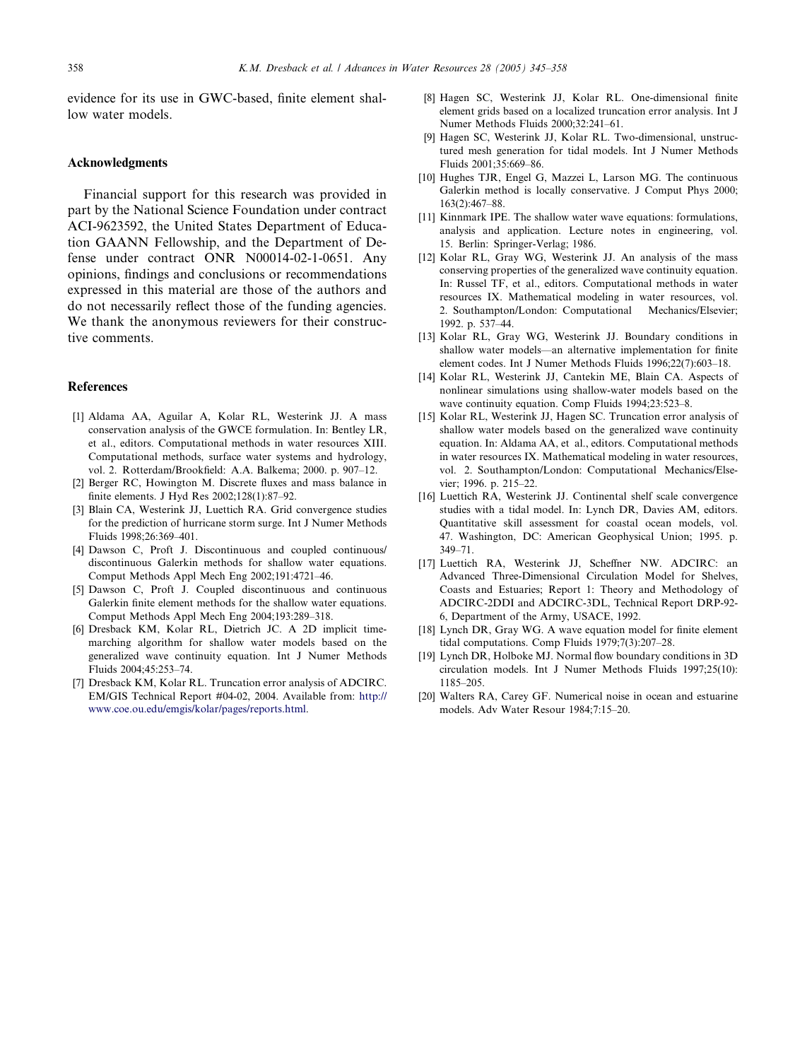evidence for its use in GWC-based, finite element shallow water models.

## Acknowledgments

Financial support for this research was provided in part by the National Science Foundation under contract ACI-9623592, the United States Department of Education GAANN Fellowship, and the Department of Defense under contract ONR N00014-02-1-0651. Any opinions, findings and conclusions or recommendations expressed in this material are those of the authors and do not necessarily reflect those of the funding agencies. We thank the anonymous reviewers for their constructive comments.

## References

[1] Aldama AA, Aguilar A, Kolar RL, Westerink JJ. A mass conservation analysis of the GWCE formulation. In: Bentley LR, et al., editors. Computational methods in water resources XIII. Computational methods, surface water systems and hydrology, vol. 2. Rotterdam/Brookfield: A.A. Balkema; 2000. p. 907–12.

[2] Berger RC, Howington M. Discrete fluxes and mass balance in finite elements. J Hyd Res 2002;128(1):87–92.

[3] Blain CA, Westerink JJ, Luettich RA. Grid convergence studies for the prediction of hurricane storm surge. Int J Numer Methods Fluids 1998;26:369–401.

[4] Dawson C, Proft J. Discontinuous and coupled continuous/discontinuous Galerkin methods for shallow water equations. Comput Methods Appl Mech Eng 2002;191:4721–46.

[5] Dawson C, Proft J. Coupled discontinuous and continuous Galerkin finite element methods for the shallow water equations. Comput Methods Appl Mech Eng 2004;193:289–318.

[6] Dresback KM, Kolar RL, Dietrich JC. A 2D implicit time-marching algorithm for shallow water models based on the generalized wave continuity equation. Int J Numer Methods Fluids 2004;45:253–74.

[7] Dresback KM, Kolar RL. Truncation error analysis of ADCIRC. EM/GIS Technical Report #04-02, 2004. Available from: http://www.coe.ou.edu/emgis/kolar/pages/reports.html.

[8] Hagen SC, Westerink JJ, Kolar RL. One-dimensional finite element grids based on a localized truncation error analysis. Int J Numer Methods Fluids 2000;32:241–61.

[9] Hagen SC, Westerink JJ, Kolar RL. Two-dimensional, unstructured mesh generation for tidal models. Int J Numer Methods Fluids 2001;35:669–86.

[10] Hughes TJR, Engel G, Mazzei L, Larson MG. The continuous Galerkin method is locally conservative. J Comput Phys 2000;163(2):467–88.

[11] Kinnmark IPE. The shallow water wave equations: formulations, analysis and application. Lecture notes in engineering, vol. 15. Berlin: Springer-Verlag; 1986.

[12] Kolar RL, Gray WG, Westerink JJ. An analysis of the mass conserving properties of the generalized wave continuity equation. In: Russel TF, et al., editors. Computational methods in water resources IX. Mathematical modeling in water resources, vol. 2. Southampton/London: Computational Mechanics/Elsevier; 1992. p. 537–44.

[13] Kolar RL, Gray WG, Westerink JJ. Boundary conditions in shallow water models—an alternative implementation for finite element codes. Int J Numer Methods Fluids 1996;22(7):603–18.

[14] Kolar RL, Westerink JJ, Cantekin ME, Blain CA. Aspects of nonlinear simulations using shallow-water models based on the wave continuity equation. Comp Fluids 1994;23:523–8.

[15] Kolar RL, Westerink JJ, Hagen SC. Truncation error analysis of shallow water models based on the generalized wave continuity equation. In: Aldama AA, et al., editors. Computational methods in water resources IX. Mathematical modeling in water resources, vol. 2. Southampton/London: Computational Mechanics/Elsevier; 1996. p. 215–22.

[16] Luettich RA, Westerink JJ. Continental shelf scale convergence studies with a tidal model. In: Lynch DR, Davies AM, editors. Quantitative skill assessment for coastal ocean models, vol. 47. Washington, DC: American Geophysical Union; 1995. p. 349–71.

[17] Luettich RA, Westerink JJ, Scheffner NW. ADCIRC: an Advanced Three-Dimensional Circulation Model for Shelves, Coasts and Estuaries; Report 1: Theory and Methodology of ADCIRC-2DDI and ADCIRC-3DL, Technical Report DRP-92-6, Department of the Army, USACE, 1992.

[18] Lynch DR, Gray WG. A wave equation model for finite element tidal computations. Comp Fluids 1979;7(3):207–28.

[19] Lynch DR, Holboke MJ. Normal flow boundary conditions in 3D circulation models. Int J Numer Methods Fluids 1997;25(10):1185–205.

[20] Walters RA, Carey GF. Numerical noise in ocean and estuarine models. Adv Water Resour 1984;7:15–20.